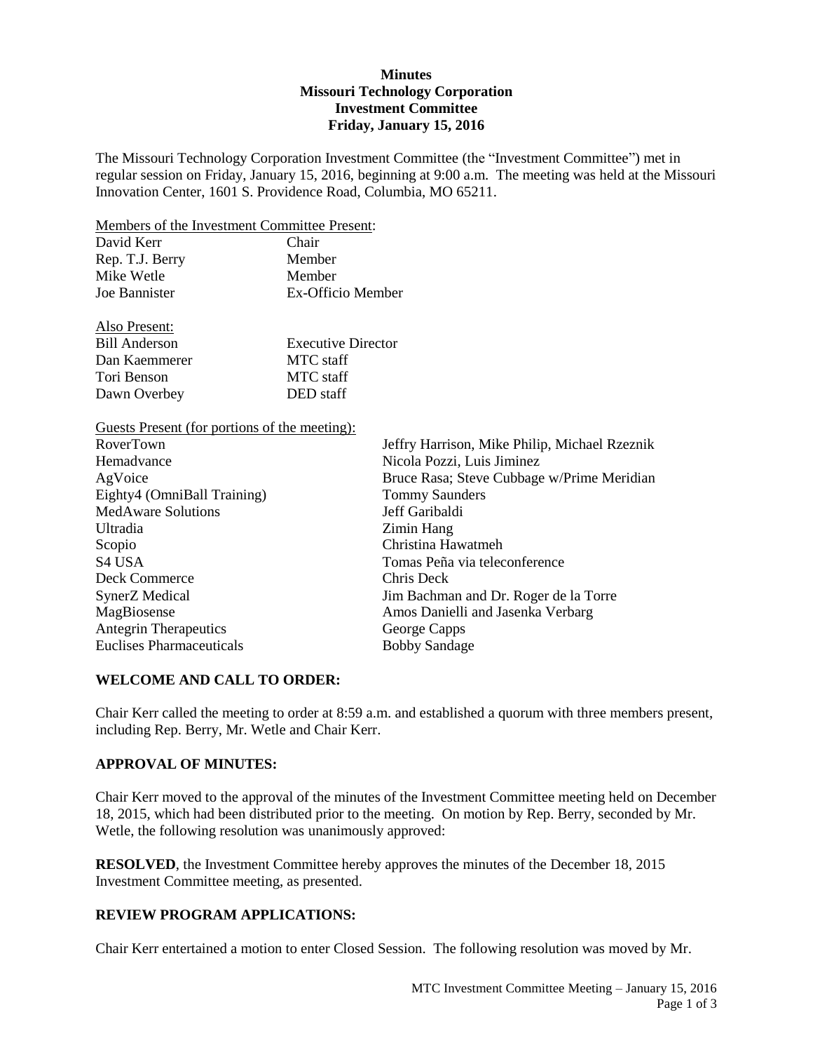# Minutes
## Missouri Technology Corporation
## Investment Committee
## Friday, January 15, 2016

The Missouri Technology Corporation Investment Committee (the "Investment Committee") met in regular session on Friday, January 15, 2016, beginning at 9:00 a.m. The meeting was held at the Missouri Innovation Center, 1601 S. Providence Road, Columbia, MO 65211.

Members of the Investment Committee Present:

| | |
|---|---|
| David Kerr | Chair |
| Rep. T.J. Berry | Member |
| Mike Wetle | Member |
| Joe Bannister | Ex-Officio Member |

Also Present:

| | |
|---|---|
| Bill Anderson | Executive Director |
| Dan Kaemmerer | MTC staff |
| Tori Benson | MTC staff |
| Dawn Overbey | DED staff |

Guests Present (for portions of the meeting):

| | |
|---|---|
| RoverTown | Jeffry Harrison, Mike Philip, Michael Rzeznik |
| Hemadvance | Nicola Pozzi, Luis Jiminez |
| AgVoice | Bruce Rasa; Steve Cubbage w/Prime Meridian |
| Eighty4 (OmniBall Training) | Tommy Saunders |
| MedAware Solutions | Jeff Garibaldi |
| Ultradia | Zimin Hang |
| Scopio | Christina Hawatmeh |
| S4 USA | Tomas Peña via teleconference |
| Deck Commerce | Chris Deck |
| SynerZ Medical | Jim Bachman and Dr. Roger de la Torre |
| MagBiosense | Amos Danielli and Jasenka Verbarg |
| Antegrin Therapeutics | George Capps |
| Euclises Pharmaceuticals | Bobby Sandage |

### WELCOME AND CALL TO ORDER:

Chair Kerr called the meeting to order at 8:59 a.m. and established a quorum with three members present, including Rep. Berry, Mr. Wetle and Chair Kerr.

### APPROVAL OF MINUTES:

Chair Kerr moved to the approval of the minutes of the Investment Committee meeting held on December 18, 2015, which had been distributed prior to the meeting. On motion by Rep. Berry, seconded by Mr. Wetle, the following resolution was unanimously approved:

**RESOLVED**, the Investment Committee hereby approves the minutes of the December 18, 2015 Investment Committee meeting, as presented.

### REVIEW PROGRAM APPLICATIONS:

Chair Kerr entertained a motion to enter Closed Session. The following resolution was moved by Mr.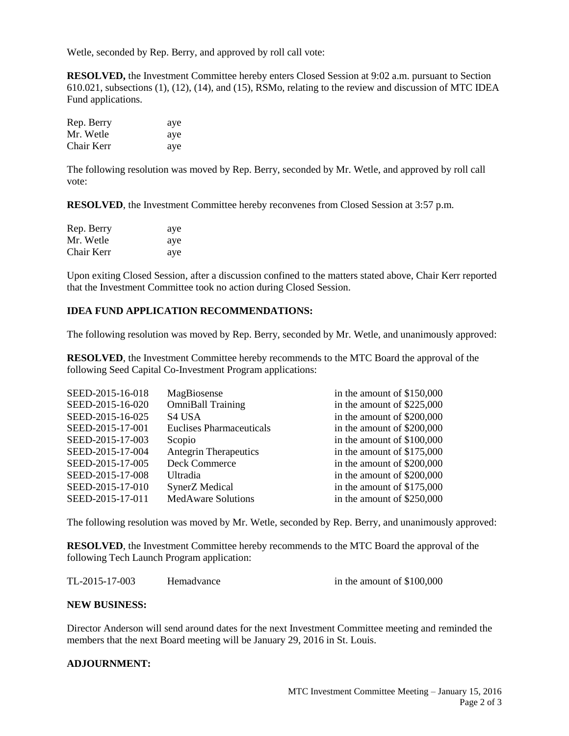Wetle, seconded by Rep. Berry, and approved by roll call vote:

**RESOLVED,** the Investment Committee hereby enters Closed Session at 9:02 a.m. pursuant to Section 610.021, subsections (1), (12), (14), and (15), RSMo, relating to the review and discussion of MTC IDEA Fund applications.

| | |
|---|---|
| Rep. Berry | aye |
| Mr. Wetle | aye |
| Chair Kerr | aye |

The following resolution was moved by Rep. Berry, seconded by Mr. Wetle, and approved by roll call vote:

**RESOLVED**, the Investment Committee hereby reconvenes from Closed Session at 3:57 p.m.

| | |
|---|---|
| Rep. Berry | aye |
| Mr. Wetle | aye |
| Chair Kerr | aye |

Upon exiting Closed Session, after a discussion confined to the matters stated above, Chair Kerr reported that the Investment Committee took no action during Closed Session.

**IDEA FUND APPLICATION RECOMMENDATIONS:**

The following resolution was moved by Rep. Berry, seconded by Mr. Wetle, and unanimously approved:

**RESOLVED**, the Investment Committee hereby recommends to the MTC Board the approval of the following Seed Capital Co-Investment Program applications:

| | | |
|---|---|---|
| SEED-2015-16-018 | MagBiosense | in the amount of $150,000 |
| SEED-2015-16-020 | OmniBall Training | in the amount of $225,000 |
| SEED-2015-16-025 | S4 USA | in the amount of $200,000 |
| SEED-2015-17-001 | Euclises Pharmaceuticals | in the amount of $200,000 |
| SEED-2015-17-003 | Scopio | in the amount of $100,000 |
| SEED-2015-17-004 | Antegrin Therapeutics | in the amount of $175,000 |
| SEED-2015-17-005 | Deck Commerce | in the amount of $200,000 |
| SEED-2015-17-008 | Ultradia | in the amount of $200,000 |
| SEED-2015-17-010 | SynerZ Medical | in the amount of $175,000 |
| SEED-2015-17-011 | MedAware Solutions | in the amount of $250,000 |

The following resolution was moved by Mr. Wetle, seconded by Rep. Berry, and unanimously approved:

**RESOLVED**, the Investment Committee hereby recommends to the MTC Board the approval of the following Tech Launch Program application:

| | | |
|---|---|---|
| TL-2015-17-003 | Hemadvance | in the amount of $100,000 |

**NEW BUSINESS:**

Director Anderson will send around dates for the next Investment Committee meeting and reminded the members that the next Board meeting will be January 29, 2016 in St. Louis.

**ADJOURNMENT:**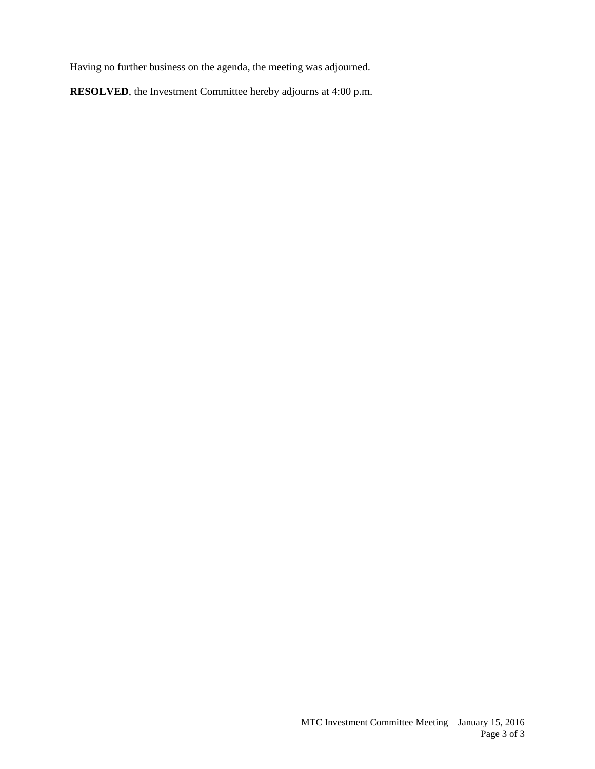Having no further business on the agenda, the meeting was adjourned.

**RESOLVED**, the Investment Committee hereby adjourns at 4:00 p.m.